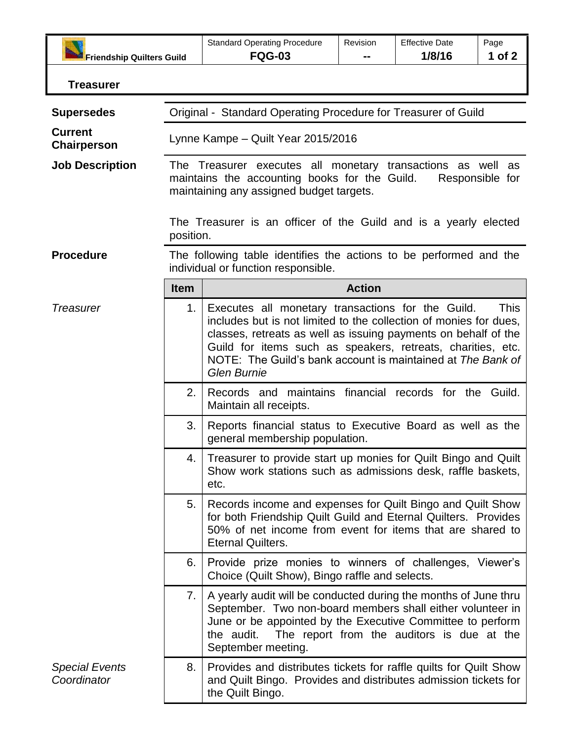| Friendship Quilters Guild | Standard Operating Procedure **FQG-03** | Revision **--** | Effective Date **1/8/16** |
|---|---|---|---|

## Treasurer

**Supersedes** Original - Standard Operating Procedure for Treasurer of Guild

**Current Chairperson** Lynne Kampe – Quilt Year 2015/2016

**Job Description** The Treasurer executes all monetary transactions as well as maintains the accounting books for the Guild. Responsible for maintaining any assigned budget targets.

The Treasurer is an officer of the Guild and is a yearly elected position.

**Procedure** The following table identifies the actions to be performed and the individual or function responsible.

| | Item | Action |
|---|---|---|
| *Treasurer* | 1. | Executes all monetary transactions for the Guild. This includes but is not limited to the collection of monies for dues, classes, retreats as well as issuing payments on behalf of the Guild for items such as speakers, retreats, charities, etc. NOTE: The Guild's bank account is maintained at *The Bank of Glen Burnie* |
| | 2. | Records and maintains financial records for the Guild. Maintain all receipts. |
| | 3. | Reports financial status to Executive Board as well as the general membership population. |
| | 4. | Treasurer to provide start up monies for Quilt Bingo and Quilt Show work stations such as admissions desk, raffle baskets, etc. |
| | 5. | Records income and expenses for Quilt Bingo and Quilt Show for both Friendship Quilt Guild and Eternal Quilters. Provides 50% of net income from event for items that are shared to Eternal Quilters. |
| | 6. | Provide prize monies to winners of challenges, Viewer's Choice (Quilt Show), Bingo raffle and selects. |
| | 7. | A yearly audit will be conducted during the months of June thru September. Two non-board members shall either volunteer in June or be appointed by the Executive Committee to perform the audit. The report from the auditors is due at the September meeting. |
| *Special Events Coordinator* | 8. | Provides and distributes tickets for raffle quilts for Quilt Show and Quilt Bingo. Provides and distributes admission tickets for the Quilt Bingo. |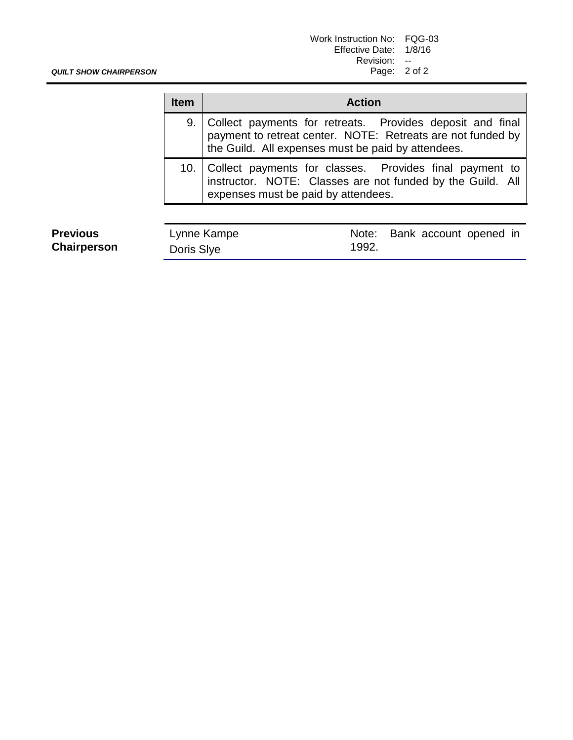| Item | Action |
|---|---|
| 9. | Collect payments for retreats. Provides deposit and final payment to retreat center. NOTE: Retreats are not funded by the Guild. All expenses must be paid by attendees. |
| 10. | Collect payments for classes. Provides final payment to instructor. NOTE: Classes are not funded by the Guild. All expenses must be paid by attendees. |

**Previous Chairperson**

Lynne Kampe
Doris Slye

Note: Bank account opened in 1992.